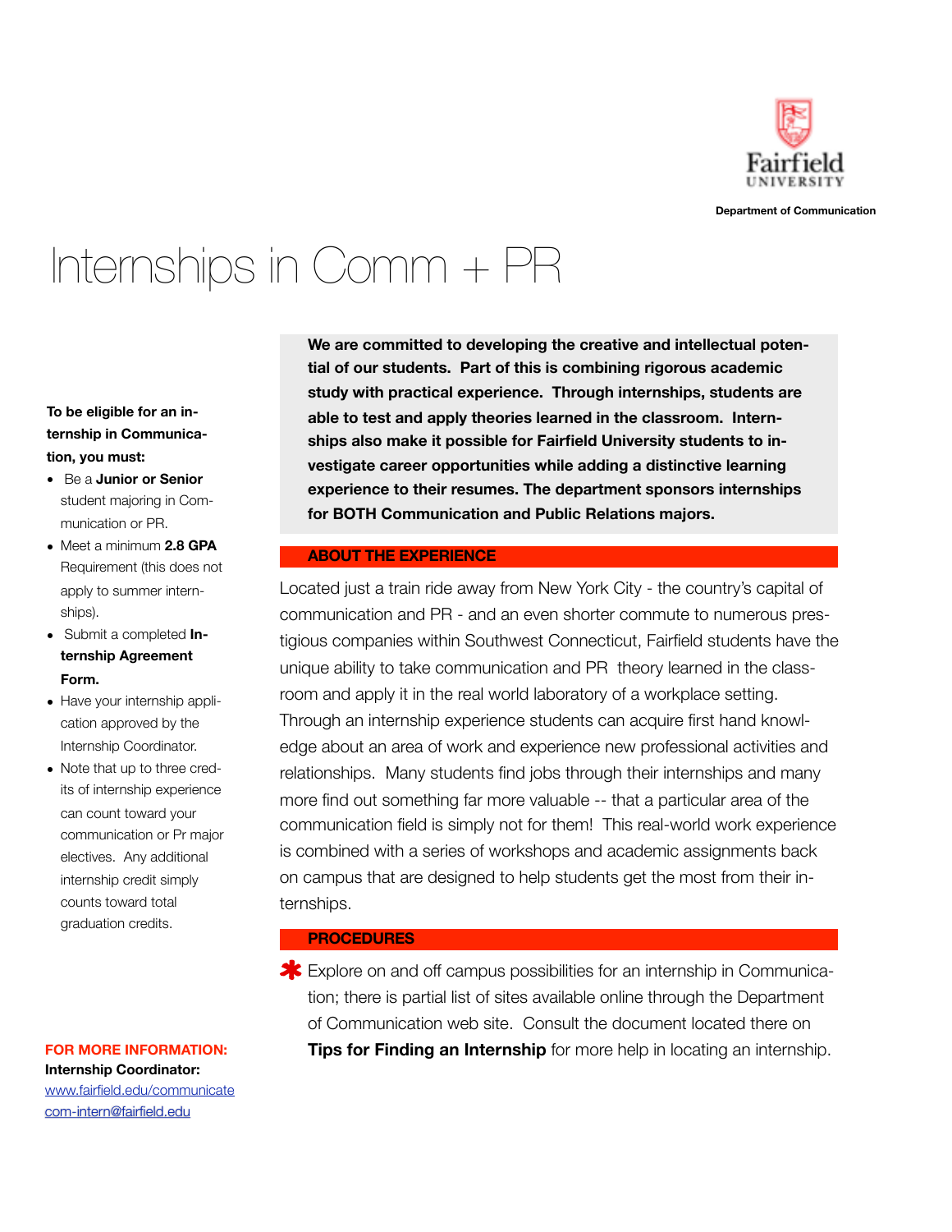Fairfield University

Department of Communication

# Internships in Comm + PR

**We are committed to developing the creative and intellectual potential of our students. Part of this is combining rigorous academic study with practical experience. Through internships, students are able to test and apply theories learned in the classroom. Internships also make it possible for Fairfield University students to investigate career opportunities while adding a distinctive learning experience to their resumes. The department sponsors internships for BOTH Communication and Public Relations majors.**

**To be eligible for an internship in Communication, you must:**

- Be a **Junior or Senior** student majoring in Communication or PR.
- Meet a minimum **2.8 GPA** Requirement (this does not apply to summer internships).
- Submit a completed **Internship Agreement Form.**
- Have your internship application approved by the Internship Coordinator.
- Note that up to three credits of internship experience can count toward your communication or Pr major electives. Any additional internship credit simply counts toward total graduation credits.

## ABOUT THE EXPERIENCE

Located just a train ride away from New York City - the country's capital of communication and PR - and an even shorter commute to numerous prestigious companies within Southwest Connecticut, Fairfield students have the unique ability to take communication and PR theory learned in the classroom and apply it in the real world laboratory of a workplace setting. Through an internship experience students can acquire first hand knowledge about an area of work and experience new professional activities and relationships. Many students find jobs through their internships and many more find out something far more valuable -- that a particular area of the communication field is simply not for them! This real-world work experience is combined with a series of workshops and academic assignments back on campus that are designed to help students get the most from their internships.

## PROCEDURES

- Explore on and off campus possibilities for an internship in Communication; there is partial list of sites available online through the Department of Communication web site. Consult the document located there on **Tips for Finding an Internship** for more help in locating an internship.

**FOR MORE INFORMATION:**

**Internship Coordinator:**

www.fairfield.edu/communicate

com-intern@fairfield.edu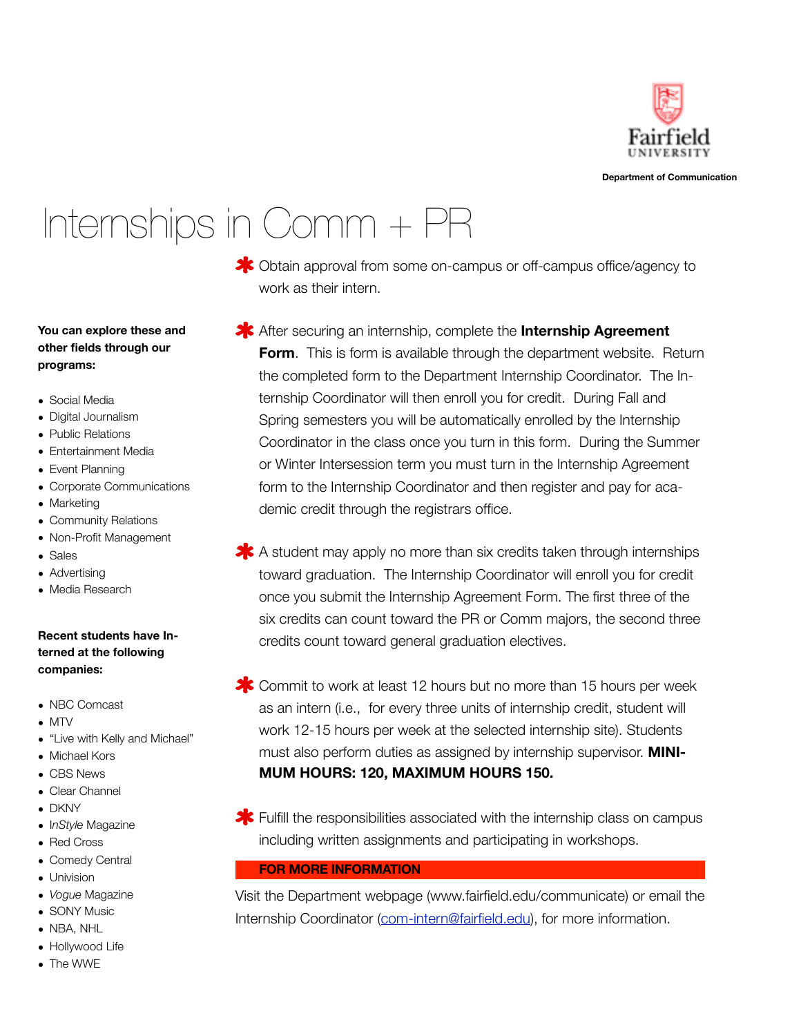Fairfield University

**Department of Communication**

# Internships in Comm + PR

- Obtain approval from some on-campus or off-campus office/agency to work as their intern.

- After securing an internship, complete the **Internship Agreement Form**. This is form is available through the department website. Return the completed form to the Department Internship Coordinator. The Internship Coordinator will then enroll you for credit. During Fall and Spring semesters you will be automatically enrolled by the Internship Coordinator in the class once you turn in this form. During the Summer or Winter Intersession term you must turn in the Internship Agreement form to the Internship Coordinator and then register and pay for academic credit through the registrars office.

- A student may apply no more than six credits taken through internships toward graduation. The Internship Coordinator will enroll you for credit once you submit the Internship Agreement Form. The first three of the six credits can count toward the PR or Comm majors, the second three credits count toward general graduation electives.

- Commit to work at least 12 hours but no more than 15 hours per week as an intern (i.e., for every three units of internship credit, student will work 12-15 hours per week at the selected internship site). Students must also perform duties as assigned by internship supervisor. **MINIMUM HOURS: 120, MAXIMUM HOURS 150.**

- Fulfill the responsibilities associated with the internship class on campus including written assignments and participating in workshops.

**FOR MORE INFORMATION**

Visit the Department webpage (www.fairfield.edu/communicate) or email the Internship Coordinator (com-intern@fairfield.edu), for more information.

**You can explore these and other fields through our programs:**

- Social Media
- Digital Journalism
- Public Relations
- Entertainment Media
- Event Planning
- Corporate Communications
- Marketing
- Community Relations
- Non-Profit Management
- Sales
- Advertising
- Media Research

**Recent students have Interned at the following companies:**

- NBC Comcast
- MTV
- "Live with Kelly and Michael"
- Michael Kors
- CBS News
- Clear Channel
- DKNY
- *InStyle* Magazine
- Red Cross
- Comedy Central
- Univision
- *Vogue* Magazine
- SONY Music
- NBA, NHL
- Hollywood Life
- The WWE